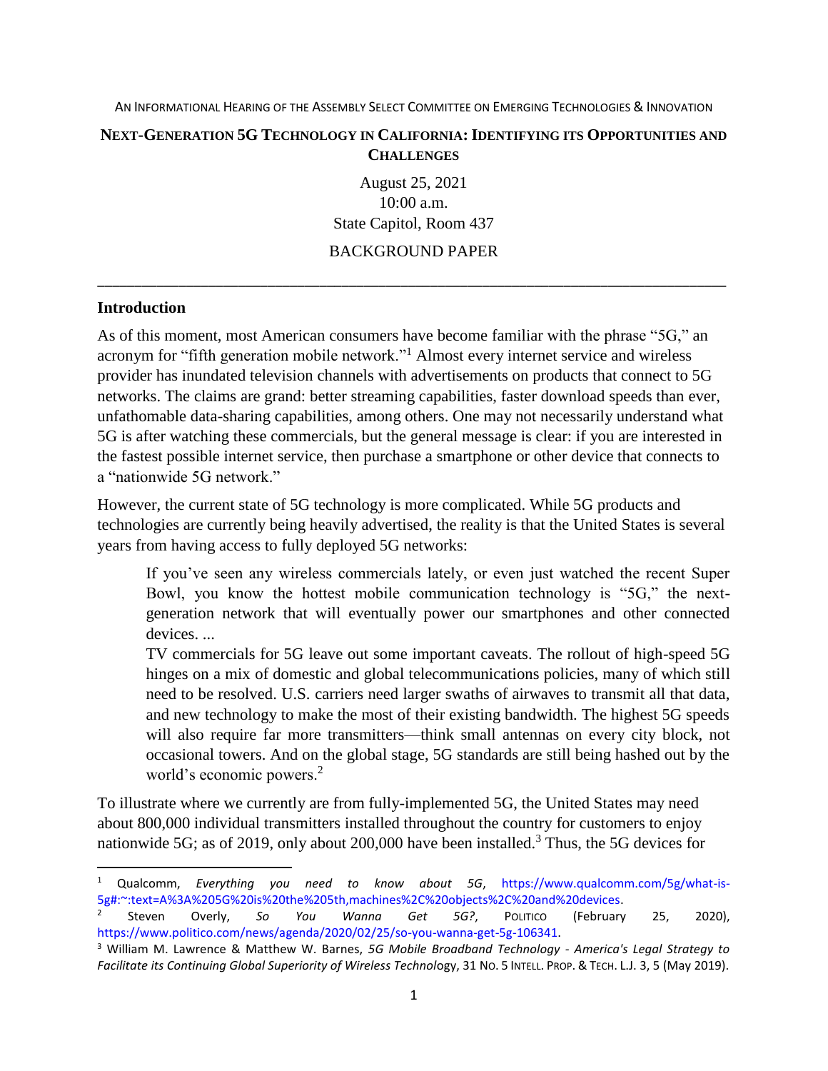AN INFORMATIONAL HEARING OF THE ASSEMBLY SELECT COMMITTEE ON EMERGING TECHNOLOGIES & INNOVATION

# NEXT-GENERATION 5G TECHNOLOGY IN CALIFORNIA: IDENTIFYING ITS OPPORTUNITIES AND CHALLENGES

August 25, 2021
10:00 a.m.
State Capitol, Room 437

BACKGROUND PAPER

---

## Introduction

As of this moment, most American consumers have become familiar with the phrase "5G," an acronym for "fifth generation mobile network."[1] Almost every internet service and wireless provider has inundated television channels with advertisements on products that connect to 5G networks. The claims are grand: better streaming capabilities, faster download speeds than ever, unfathomable data-sharing capabilities, among others. One may not necessarily understand what 5G is after watching these commercials, but the general message is clear: if you are interested in the fastest possible internet service, then purchase a smartphone or other device that connects to a "nationwide 5G network."

However, the current state of 5G technology is more complicated. While 5G products and technologies are currently being heavily advertised, the reality is that the United States is several years from having access to fully deployed 5G networks:

> If you've seen any wireless commercials lately, or even just watched the recent Super Bowl, you know the hottest mobile communication technology is "5G," the next-generation network that will eventually power our smartphones and other connected devices. ...
>
> TV commercials for 5G leave out some important caveats. The rollout of high-speed 5G hinges on a mix of domestic and global telecommunications policies, many of which still need to be resolved. U.S. carriers need larger swaths of airwaves to transmit all that data, and new technology to make the most of their existing bandwidth. The highest 5G speeds will also require far more transmitters—think small antennas on every city block, not occasional towers. And on the global stage, 5G standards are still being hashed out by the world's economic powers.[2]

To illustrate where we currently are from fully-implemented 5G, the United States may need about 800,000 individual transmitters installed throughout the country for customers to enjoy nationwide 5G; as of 2019, only about 200,000 have been installed.[3] Thus, the 5G devices for

---

[1] Qualcomm, *Everything you need to know about 5G*, https://www.qualcomm.com/5g/what-is-5g#:~:text=A%3A%205G%20is%20the%205th,machines%2C%20objects%2C%20and%20devices.

[2] Steven Overly, *So You Wanna Get 5G?*, POLITICO (February 25, 2020), https://www.politico.com/news/agenda/2020/02/25/so-you-wanna-get-5g-106341.

[3] William M. Lawrence & Matthew W. Barnes, *5G Mobile Broadband Technology - America's Legal Strategy to Facilitate its Continuing Global Superiority of Wireless Technology*, 31 NO. 5 INTELL. PROP. & TECH. L.J. 3, 5 (May 2019).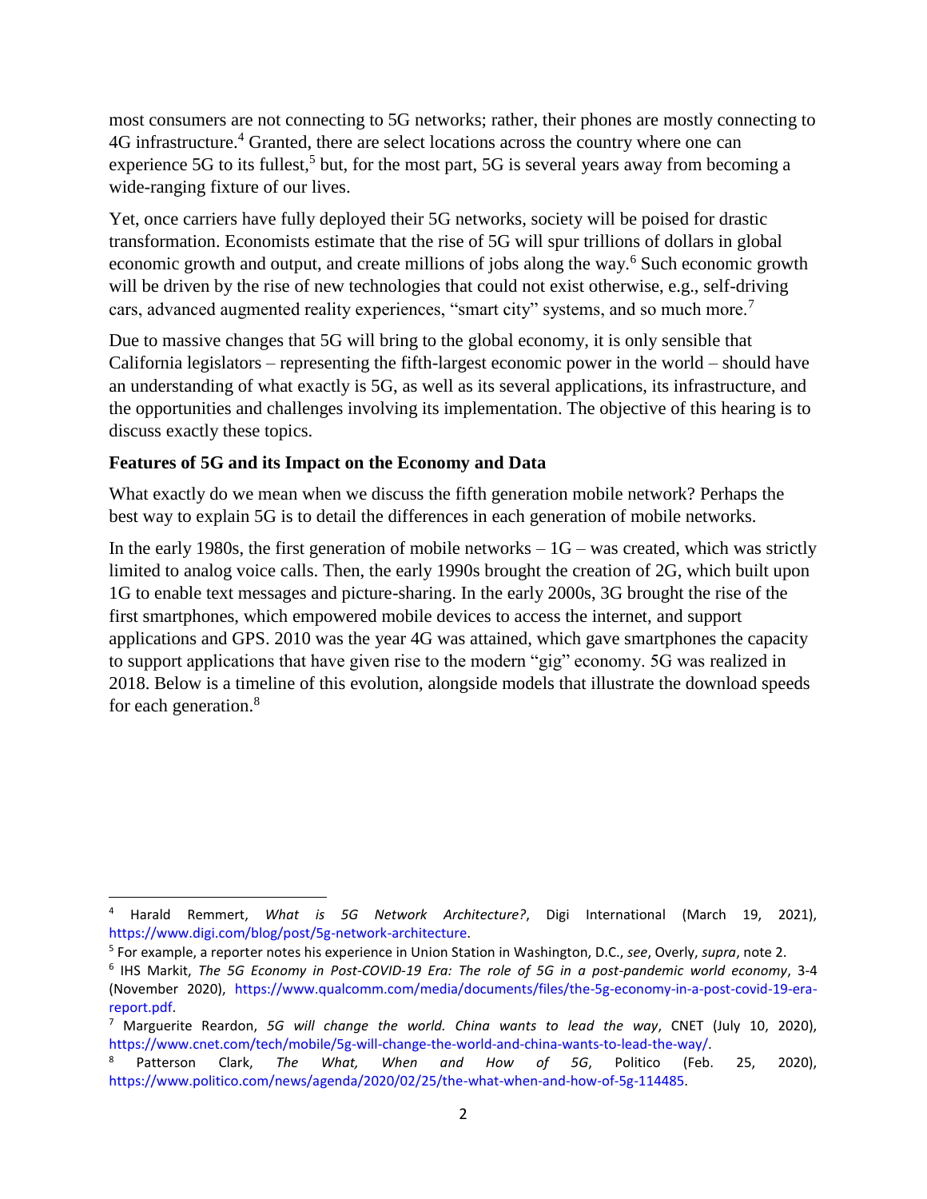most consumers are not connecting to 5G networks; rather, their phones are mostly connecting to 4G infrastructure.[4] Granted, there are select locations across the country where one can experience 5G to its fullest,[5] but, for the most part, 5G is several years away from becoming a wide-ranging fixture of our lives.

Yet, once carriers have fully deployed their 5G networks, society will be poised for drastic transformation. Economists estimate that the rise of 5G will spur trillions of dollars in global economic growth and output, and create millions of jobs along the way.[6] Such economic growth will be driven by the rise of new technologies that could not exist otherwise, e.g., self-driving cars, advanced augmented reality experiences, "smart city" systems, and so much more.[7]

Due to massive changes that 5G will bring to the global economy, it is only sensible that California legislators – representing the fifth-largest economic power in the world – should have an understanding of what exactly is 5G, as well as its several applications, its infrastructure, and the opportunities and challenges involving its implementation. The objective of this hearing is to discuss exactly these topics.

**Features of 5G and its Impact on the Economy and Data**

What exactly do we mean when we discuss the fifth generation mobile network? Perhaps the best way to explain 5G is to detail the differences in each generation of mobile networks.

In the early 1980s, the first generation of mobile networks – 1G – was created, which was strictly limited to analog voice calls. Then, the early 1990s brought the creation of 2G, which built upon 1G to enable text messages and picture-sharing. In the early 2000s, 3G brought the rise of the first smartphones, which empowered mobile devices to access the internet, and support applications and GPS. 2010 was the year 4G was attained, which gave smartphones the capacity to support applications that have given rise to the modern "gig" economy. 5G was realized in 2018. Below is a timeline of this evolution, alongside models that illustrate the download speeds for each generation.[8]

---

[4] Harald Remmert, *What is 5G Network Architecture?*, Digi International (March 19, 2021), https://www.digi.com/blog/post/5g-network-architecture.

[5] For example, a reporter notes his experience in Union Station in Washington, D.C., *see*, Overly, *supra*, note 2.

[6] IHS Markit, *The 5G Economy in Post-COVID-19 Era: The role of 5G in a post-pandemic world economy*, 3-4 (November 2020), https://www.qualcomm.com/media/documents/files/the-5g-economy-in-a-post-covid-19-era-report.pdf.

[7] Marguerite Reardon, *5G will change the world. China wants to lead the way*, CNET (July 10, 2020), https://www.cnet.com/tech/mobile/5g-will-change-the-world-and-china-wants-to-lead-the-way/.

[8] Patterson Clark, *The What, When and How of 5G*, Politico (Feb. 25, 2020), https://www.politico.com/news/agenda/2020/02/25/the-what-when-and-how-of-5g-114485.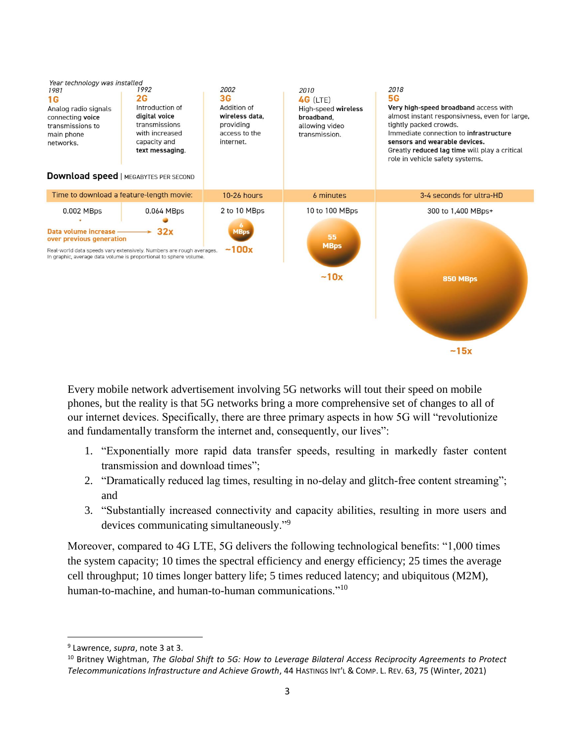| Year technology was installed | | | | | |
|---|---|---|---|---|---|
| 1981 **1G** Analog radio signals connecting **voice** transmissions to main phone networks. | 1992 **2G** Introduction of **digital voice** transmissions with increased capacity and **text messaging**. | 2002 **3G** Addition of **wireless data**, providing access to the internet. | 2010 **4G** (LTE) High-speed **wireless broadband**, allowing video transmission. | 2018 **5G** **Very high-speed broadband** access with almost instant responsivness, even for large, tightly packed crowds. Immediate connection to **infrastructure sensors and wearable devices.** Greatly **reduced lag time** will play a critical role in vehicle safety systems. |

**Download speed** | MEGABYTES PER SECOND

| | | | | |
|---|---|---|---|---|
| Time to download a feature-length movie: | | 10-26 hours | 6 minutes | 3-4 seconds for ultra-HD |
| 0.002 MBps | 0.064 MBps | 2 to 10 MBps | 10 to 100 MBps | 300 to 1,400 MBps+ |
| | | 6 MBps | 55 MBps | 850 MBps |
| Data volume increase over previous generation | 32x | ~100x | ~10x | ~15x |

Real-world data speeds vary extensively. Numbers are rough averages. In graphic, average data volume is proportional to sphere volume.

Every mobile network advertisement involving 5G networks will tout their speed on mobile phones, but the reality is that 5G networks bring a more comprehensive set of changes to all of our internet devices. Specifically, there are three primary aspects in how 5G will "revolutionize and fundamentally transform the internet and, consequently, our lives":

1. "Exponentially more rapid data transfer speeds, resulting in markedly faster content transmission and download times";
2. "Dramatically reduced lag times, resulting in no-delay and glitch-free content streaming"; and
3. "Substantially increased connectivity and capacity abilities, resulting in more users and devices communicating simultaneously."[9]

Moreover, compared to 4G LTE, 5G delivers the following technological benefits: "1,000 times the system capacity; 10 times the spectral efficiency and energy efficiency; 25 times the average cell throughput; 10 times longer battery life; 5 times reduced latency; and ubiquitous (M2M), human-to-machine, and human-to-human communications."[10]

---

[9] Lawrence, *supra*, note 3 at 3.

[10] Britney Wightman, *The Global Shift to 5G: How to Leverage Bilateral Access Reciprocity Agreements to Protect Telecommunications Infrastructure and Achieve Growth*, 44 HASTINGS INT'L & COMP. L. REV. 63, 75 (Winter, 2021)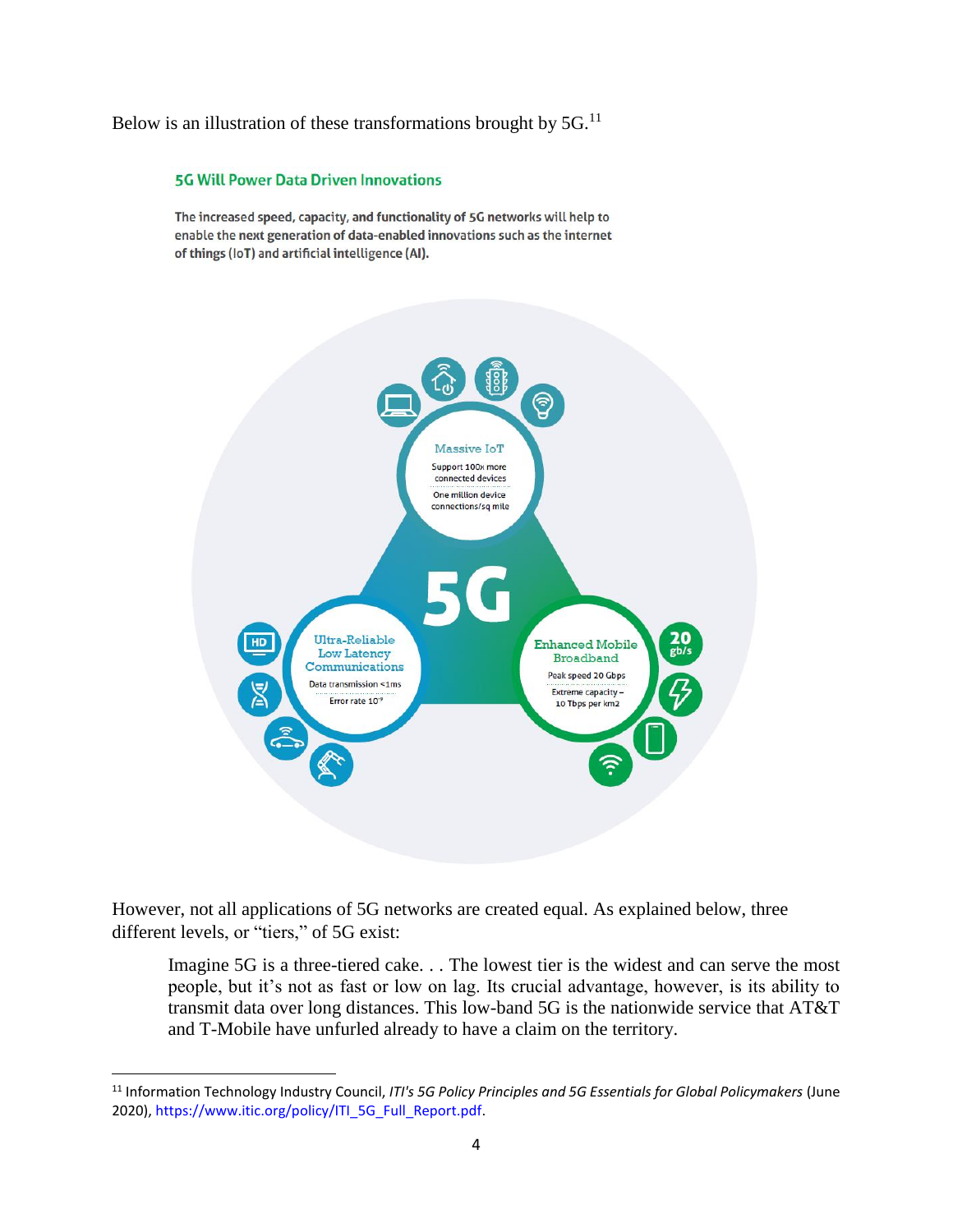Below is an illustration of these transformations brought by 5G.[11]

**5G Will Power Data Driven Innovations**

**The increased speed, capacity, and functionality of 5G networks will help to enable the next generation of data-enabled innovations such as the internet of things (IoT) and artificial intelligence (AI).**

Massive IoT

Support 100x more connected devices

One million device connections/sq mile

5G

Ultra-Reliable Low Latency Communications

Data transmission <1ms

Error rate $10^{-9}$

Enhanced Mobile Broadband

Peak speed 20 Gbps

Extreme capacity – 10 Tbps per km2

HD

20 gb/s

However, not all applications of 5G networks are created equal. As explained below, three different levels, or "tiers," of 5G exist:

> Imagine 5G is a three-tiered cake. . . The lowest tier is the widest and can serve the most people, but it's not as fast or low on lag. Its crucial advantage, however, is its ability to transmit data over long distances. This low-band 5G is the nationwide service that AT&T and T-Mobile have unfurled already to have a claim on the territory.

---

[11] Information Technology Industry Council, *ITI's 5G Policy Principles and 5G Essentials for Global Policymakers* (June 2020), https://www.itic.org/policy/ITI_5G_Full_Report.pdf.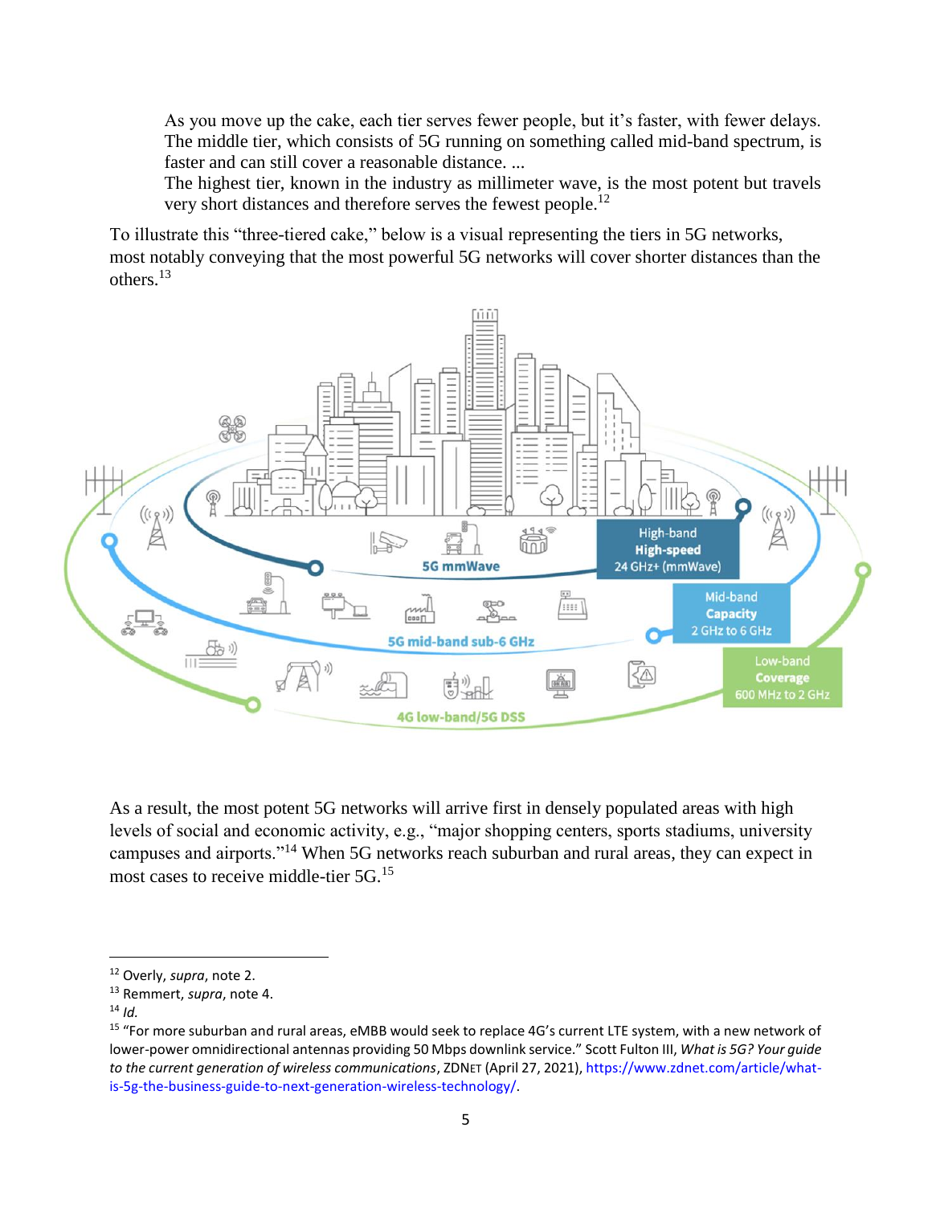> As you move up the cake, each tier serves fewer people, but it's faster, with fewer delays. The middle tier, which consists of 5G running on something called mid-band spectrum, is faster and can still cover a reasonable distance. ...
>
> The highest tier, known in the industry as millimeter wave, is the most potent but travels very short distances and therefore serves the fewest people.[12]

To illustrate this "three-tiered cake," below is a visual representing the tiers in 5G networks, most notably conveying that the most powerful 5G networks will cover shorter distances than the others.[13]

As a result, the most potent 5G networks will arrive first in densely populated areas with high levels of social and economic activity, e.g., "major shopping centers, sports stadiums, university campuses and airports."[14] When 5G networks reach suburban and rural areas, they can expect in most cases to receive middle-tier 5G.[15]

---

[12] Overly, *supra*, note 2.

[13] Remmert, *supra*, note 4.

[14] *Id.*

[15] "For more suburban and rural areas, eMBB would seek to replace 4G's current LTE system, with a new network of lower-power omnidirectional antennas providing 50 Mbps downlink service." Scott Fulton III, *What is 5G? Your guide to the current generation of wireless communications*, ZDNET (April 27, 2021), https://www.zdnet.com/article/what-is-5g-the-business-guide-to-next-generation-wireless-technology/.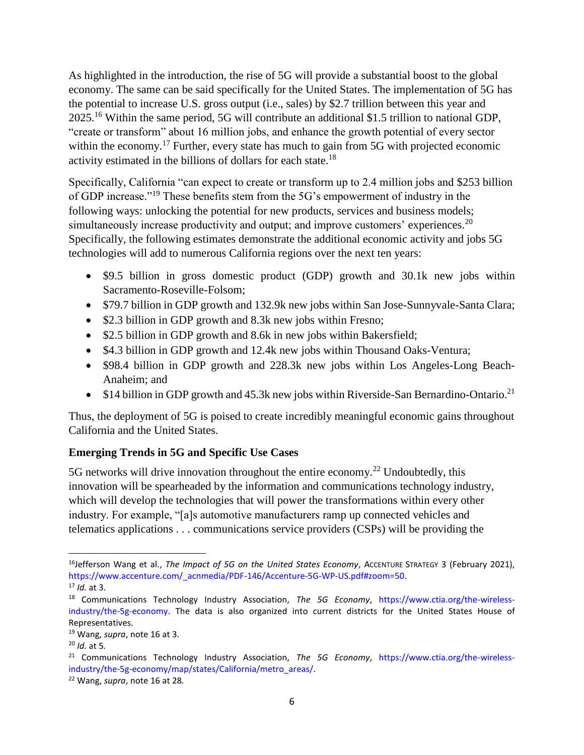As highlighted in the introduction, the rise of 5G will provide a substantial boost to the global economy. The same can be said specifically for the United States. The implementation of 5G has the potential to increase U.S. gross output (i.e., sales) by $2.7 trillion between this year and 2025.[16] Within the same period, 5G will contribute an additional $1.5 trillion to national GDP, "create or transform" about 16 million jobs, and enhance the growth potential of every sector within the economy.[17] Further, every state has much to gain from 5G with projected economic activity estimated in the billions of dollars for each state.[18]

Specifically, California "can expect to create or transform up to 2.4 million jobs and $253 billion of GDP increase."[19] These benefits stem from the 5G's empowerment of industry in the following ways: unlocking the potential for new products, services and business models; simultaneously increase productivity and output; and improve customers' experiences.[20] Specifically, the following estimates demonstrate the additional economic activity and jobs 5G technologies will add to numerous California regions over the next ten years:

- $9.5 billion in gross domestic product (GDP) growth and 30.1k new jobs within Sacramento-Roseville-Folsom;
- $79.7 billion in GDP growth and 132.9k new jobs within San Jose-Sunnyvale-Santa Clara;
- $2.3 billion in GDP growth and 8.3k new jobs within Fresno;
- $2.5 billion in GDP growth and 8.6k in new jobs within Bakersfield;
- $4.3 billion in GDP growth and 12.4k new jobs within Thousand Oaks-Ventura;
- $98.4 billion in GDP growth and 228.3k new jobs within Los Angeles-Long Beach-Anaheim; and
- $14 billion in GDP growth and 45.3k new jobs within Riverside-San Bernardino-Ontario.[21]

Thus, the deployment of 5G is poised to create incredibly meaningful economic gains throughout California and the United States.

### Emerging Trends in 5G and Specific Use Cases

5G networks will drive innovation throughout the entire economy.[22] Undoubtedly, this innovation will be spearheaded by the information and communications technology industry, which will develop the technologies that will power the transformations within every other industry. For example, "[a]s automotive manufacturers ramp up connected vehicles and telematics applications . . . communications service providers (CSPs) will be providing the

---

[16] Jefferson Wang et al., *The Impact of 5G on the United States Economy*, ACCENTURE STRATEGY 3 (February 2021), https://www.accenture.com/_acnmedia/PDF-146/Accenture-5G-WP-US.pdf#zoom=50.

[17] *Id.* at 3.

[18] Communications Technology Industry Association, *The 5G Economy*, https://www.ctia.org/the-wireless-industry/the-5g-economy. The data is also organized into current districts for the United States House of Representatives.

[19] Wang, *supra*, note 16 at 3.

[20] *Id.* at 5.

[21] Communications Technology Industry Association, *The 5G Economy*, https://www.ctia.org/the-wireless-industry/the-5g-economy/map/states/California/metro_areas/.

[22] Wang, *supra*, note 16 at 28.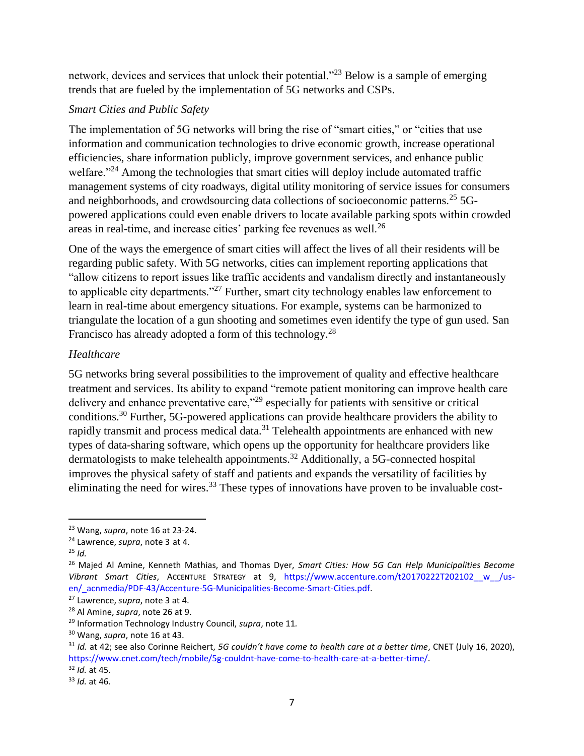network, devices and services that unlock their potential."[23] Below is a sample of emerging trends that are fueled by the implementation of 5G networks and CSPs.

*Smart Cities and Public Safety*

The implementation of 5G networks will bring the rise of "smart cities," or "cities that use information and communication technologies to drive economic growth, increase operational efficiencies, share information publicly, improve government services, and enhance public welfare."[24] Among the technologies that smart cities will deploy include automated traffic management systems of city roadways, digital utility monitoring of service issues for consumers and neighborhoods, and crowdsourcing data collections of socioeconomic patterns.[25] 5G-powered applications could even enable drivers to locate available parking spots within crowded areas in real-time, and increase cities' parking fee revenues as well.[26]

One of the ways the emergence of smart cities will affect the lives of all their residents will be regarding public safety. With 5G networks, cities can implement reporting applications that "allow citizens to report issues like traffic accidents and vandalism directly and instantaneously to applicable city departments."[27] Further, smart city technology enables law enforcement to learn in real-time about emergency situations. For example, systems can be harmonized to triangulate the location of a gun shooting and sometimes even identify the type of gun used. San Francisco has already adopted a form of this technology.[28]

*Healthcare*

5G networks bring several possibilities to the improvement of quality and effective healthcare treatment and services. Its ability to expand "remote patient monitoring can improve health care delivery and enhance preventative care,"[29] especially for patients with sensitive or critical conditions.[30] Further, 5G-powered applications can provide healthcare providers the ability to rapidly transmit and process medical data.[31] Telehealth appointments are enhanced with new types of data-sharing software, which opens up the opportunity for healthcare providers like dermatologists to make telehealth appointments.[32] Additionally, a 5G-connected hospital improves the physical safety of staff and patients and expands the versatility of facilities by eliminating the need for wires.[33] These types of innovations have proven to be invaluable cost-

---

[23] Wang, *supra*, note 16 at 23-24.

[24] Lawrence, *supra*, note 3 at 4.

[25] *Id.*

[26] Majed Al Amine, Kenneth Mathias, and Thomas Dyer, *Smart Cities: How 5G Can Help Municipalities Become Vibrant Smart Cities*, ACCENTURE STRATEGY at 9, https://www.accenture.com/t20170222T202102__w__/us-en/_acnmedia/PDF-43/Accenture-5G-Municipalities-Become-Smart-Cities.pdf.

[27] Lawrence, *supra*, note 3 at 4.

[28] Al Amine, *supra*, note 26 at 9.

[29] Information Technology Industry Council, *supra*, note 11.

[30] Wang, *supra*, note 16 at 43.

[31] *Id.* at 42; see also Corinne Reichert, *5G couldn't have come to health care at a better time*, CNET (July 16, 2020), https://www.cnet.com/tech/mobile/5g-couldnt-have-come-to-health-care-at-a-better-time/.

[32] *Id.* at 45.

[33] *Id.* at 46.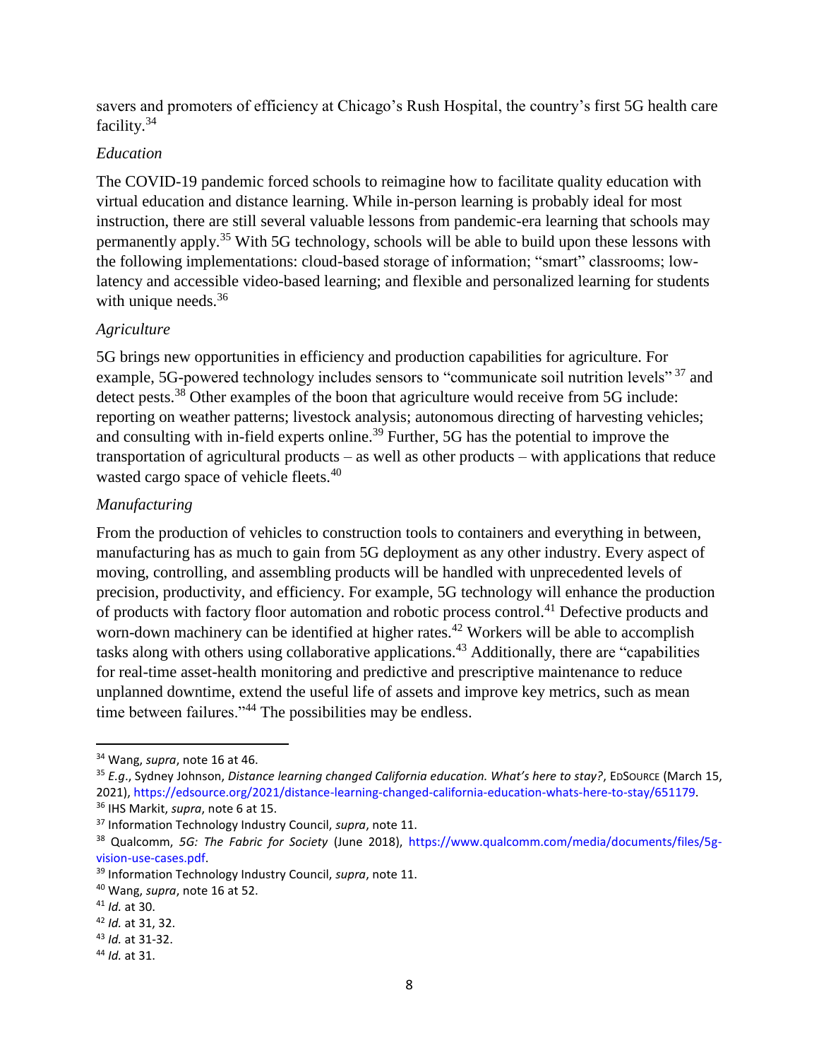savers and promoters of efficiency at Chicago's Rush Hospital, the country's first 5G health care facility.[34]

*Education*

The COVID-19 pandemic forced schools to reimagine how to facilitate quality education with virtual education and distance learning. While in-person learning is probably ideal for most instruction, there are still several valuable lessons from pandemic-era learning that schools may permanently apply.[35] With 5G technology, schools will be able to build upon these lessons with the following implementations: cloud-based storage of information; "smart" classrooms; low-latency and accessible video-based learning; and flexible and personalized learning for students with unique needs.[36]

*Agriculture*

5G brings new opportunities in efficiency and production capabilities for agriculture. For example, 5G-powered technology includes sensors to "communicate soil nutrition levels"[37] and detect pests.[38] Other examples of the boon that agriculture would receive from 5G include: reporting on weather patterns; livestock analysis; autonomous directing of harvesting vehicles; and consulting with in-field experts online.[39] Further, 5G has the potential to improve the transportation of agricultural products – as well as other products – with applications that reduce wasted cargo space of vehicle fleets.[40]

*Manufacturing*

From the production of vehicles to construction tools to containers and everything in between, manufacturing has as much to gain from 5G deployment as any other industry. Every aspect of moving, controlling, and assembling products will be handled with unprecedented levels of precision, productivity, and efficiency. For example, 5G technology will enhance the production of products with factory floor automation and robotic process control.[41] Defective products and worn-down machinery can be identified at higher rates.[42] Workers will be able to accomplish tasks along with others using collaborative applications.[43] Additionally, there are "capabilities for real-time asset-health monitoring and predictive and prescriptive maintenance to reduce unplanned downtime, extend the useful life of assets and improve key metrics, such as mean time between failures."[44] The possibilities may be endless.

---

[34] Wang, *supra*, note 16 at 46.

[35] *E.g.*, Sydney Johnson, *Distance learning changed California education. What's here to stay?*, EDSOURCE (March 15, 2021), https://edsource.org/2021/distance-learning-changed-california-education-whats-here-to-stay/651179.

[36] IHS Markit, *supra*, note 6 at 15.

[37] Information Technology Industry Council, *supra*, note 11.

[38] Qualcomm, *5G: The Fabric for Society* (June 2018), https://www.qualcomm.com/media/documents/files/5g-vision-use-cases.pdf.

[39] Information Technology Industry Council, *supra*, note 11.

[40] Wang, *supra*, note 16 at 52.

[41] *Id.* at 30.

[42] *Id.* at 31, 32.

[43] *Id.* at 31-32.

[44] *Id.* at 31.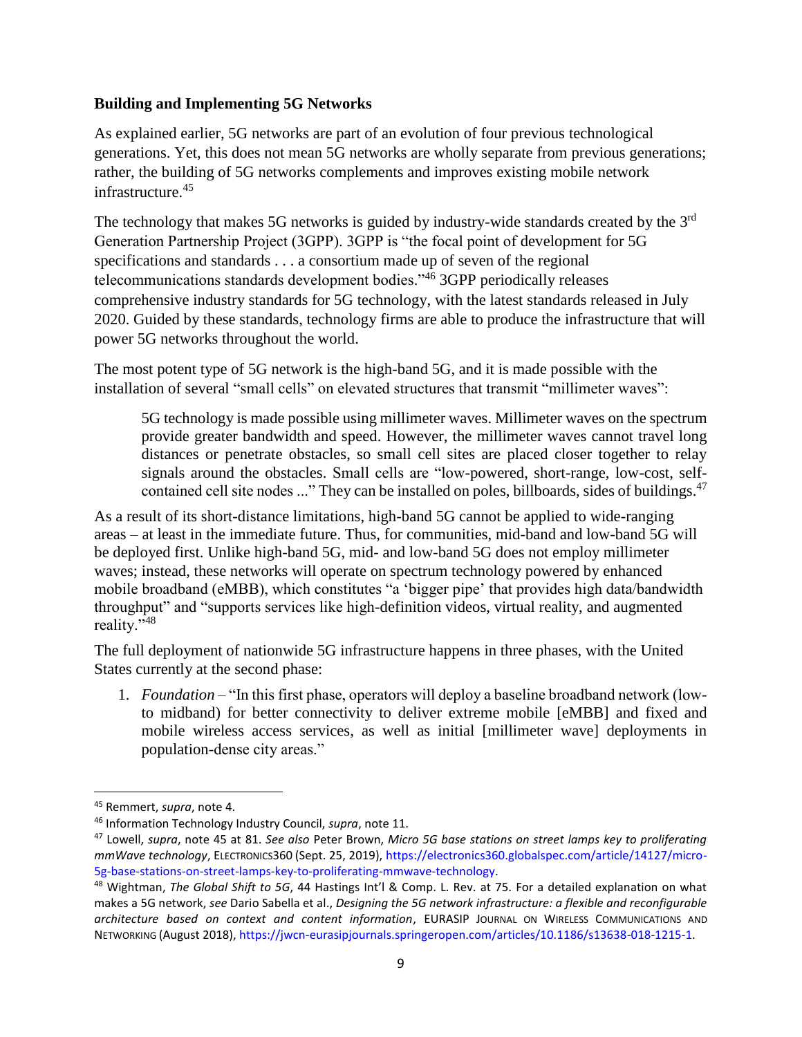**Building and Implementing 5G Networks**

As explained earlier, 5G networks are part of an evolution of four previous technological generations. Yet, this does not mean 5G networks are wholly separate from previous generations; rather, the building of 5G networks complements and improves existing mobile network infrastructure.[45]

The technology that makes 5G networks is guided by industry-wide standards created by the 3rd Generation Partnership Project (3GPP). 3GPP is "the focal point of development for 5G specifications and standards . . . a consortium made up of seven of the regional telecommunications standards development bodies."[46] 3GPP periodically releases comprehensive industry standards for 5G technology, with the latest standards released in July 2020. Guided by these standards, technology firms are able to produce the infrastructure that will power 5G networks throughout the world.

The most potent type of 5G network is the high-band 5G, and it is made possible with the installation of several "small cells" on elevated structures that transmit "millimeter waves":

> 5G technology is made possible using millimeter waves. Millimeter waves on the spectrum provide greater bandwidth and speed. However, the millimeter waves cannot travel long distances or penetrate obstacles, so small cell sites are placed closer together to relay signals around the obstacles. Small cells are "low-powered, short-range, low-cost, self-contained cell site nodes ..." They can be installed on poles, billboards, sides of buildings.[47]

As a result of its short-distance limitations, high-band 5G cannot be applied to wide-ranging areas – at least in the immediate future. Thus, for communities, mid-band and low-band 5G will be deployed first. Unlike high-band 5G, mid- and low-band 5G does not employ millimeter waves; instead, these networks will operate on spectrum technology powered by enhanced mobile broadband (eMBB), which constitutes "a 'bigger pipe' that provides high data/bandwidth throughput" and "supports services like high-definition videos, virtual reality, and augmented reality."[48]

The full deployment of nationwide 5G infrastructure happens in three phases, with the United States currently at the second phase:

1. *Foundation* – "In this first phase, operators will deploy a baseline broadband network (low- to midband) for better connectivity to deliver extreme mobile [eMBB] and fixed and mobile wireless access services, as well as initial [millimeter wave] deployments in population-dense city areas."

---

[45] Remmert, *supra*, note 4.

[46] Information Technology Industry Council, *supra*, note 11.

[47] Lowell, *supra*, note 45 at 81. *See also* Peter Brown, *Micro 5G base stations on street lamps key to proliferating mmWave technology*, ELECTRONICS360 (Sept. 25, 2019), https://electronics360.globalspec.com/article/14127/micro-5g-base-stations-on-street-lamps-key-to-proliferating-mmwave-technology.

[48] Wightman, *The Global Shift to 5G*, 44 Hastings Int'l & Comp. L. Rev. at 75. For a detailed explanation on what makes a 5G network, *see* Dario Sabella et al., *Designing the 5G network infrastructure: a flexible and reconfigurable architecture based on context and content information*, EURASIP JOURNAL ON WIRELESS COMMUNICATIONS AND NETWORKING (August 2018), https://jwcn-eurasipjournals.springeropen.com/articles/10.1186/s13638-018-1215-1.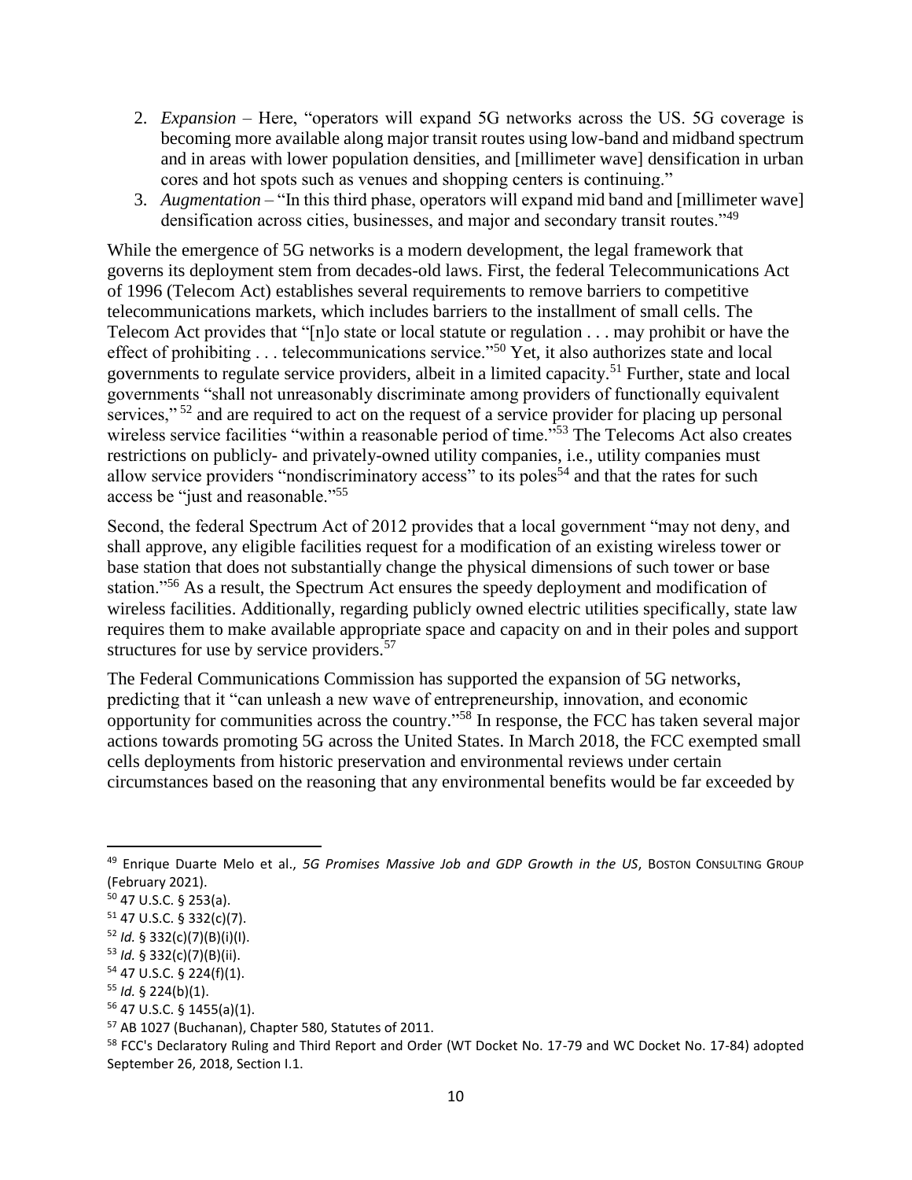2. *Expansion* – Here, "operators will expand 5G networks across the US. 5G coverage is becoming more available along major transit routes using low-band and midband spectrum and in areas with lower population densities, and [millimeter wave] densification in urban cores and hot spots such as venues and shopping centers is continuing."
3. *Augmentation* – "In this third phase, operators will expand mid band and [millimeter wave] densification across cities, businesses, and major and secondary transit routes."[49]

While the emergence of 5G networks is a modern development, the legal framework that governs its deployment stem from decades-old laws. First, the federal Telecommunications Act of 1996 (Telecom Act) establishes several requirements to remove barriers to competitive telecommunications markets, which includes barriers to the installment of small cells. The Telecom Act provides that "[n]o state or local statute or regulation . . . may prohibit or have the effect of prohibiting . . . telecommunications service."[50] Yet, it also authorizes state and local governments to regulate service providers, albeit in a limited capacity.[51] Further, state and local governments "shall not unreasonably discriminate among providers of functionally equivalent services,"[52] and are required to act on the request of a service provider for placing up personal wireless service facilities "within a reasonable period of time."[53] The Telecoms Act also creates restrictions on publicly- and privately-owned utility companies, i.e., utility companies must allow service providers "nondiscriminatory access" to its poles[54] and that the rates for such access be "just and reasonable."[55]

Second, the federal Spectrum Act of 2012 provides that a local government "may not deny, and shall approve, any eligible facilities request for a modification of an existing wireless tower or base station that does not substantially change the physical dimensions of such tower or base station."[56] As a result, the Spectrum Act ensures the speedy deployment and modification of wireless facilities. Additionally, regarding publicly owned electric utilities specifically, state law requires them to make available appropriate space and capacity on and in their poles and support structures for use by service providers.[57]

The Federal Communications Commission has supported the expansion of 5G networks, predicting that it "can unleash a new wave of entrepreneurship, innovation, and economic opportunity for communities across the country."[58] In response, the FCC has taken several major actions towards promoting 5G across the United States. In March 2018, the FCC exempted small cells deployments from historic preservation and environmental reviews under certain circumstances based on the reasoning that any environmental benefits would be far exceeded by

---

[49] Enrique Duarte Melo et al., *5G Promises Massive Job and GDP Growth in the US*, BOSTON CONSULTING GROUP (February 2021).

[50] 47 U.S.C. § 253(a).

[51] 47 U.S.C. § 332(c)(7).

[52] *Id.* § 332(c)(7)(B)(i)(I).

[53] *Id.* § 332(c)(7)(B)(ii).

[54] 47 U.S.C. § 224(f)(1).

[55] *Id.* § 224(b)(1).

[56] 47 U.S.C. § 1455(a)(1).

[57] AB 1027 (Buchanan), Chapter 580, Statutes of 2011.

[58] FCC's Declaratory Ruling and Third Report and Order (WT Docket No. 17-79 and WC Docket No. 17-84) adopted September 26, 2018, Section I.1.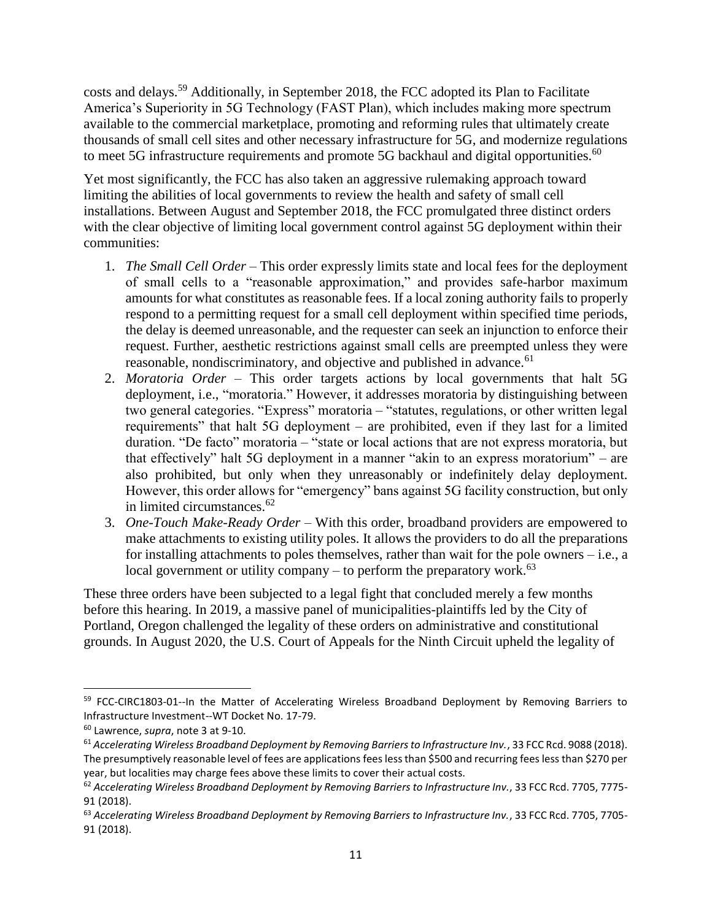costs and delays.[59] Additionally, in September 2018, the FCC adopted its Plan to Facilitate America's Superiority in 5G Technology (FAST Plan), which includes making more spectrum available to the commercial marketplace, promoting and reforming rules that ultimately create thousands of small cell sites and other necessary infrastructure for 5G, and modernize regulations to meet 5G infrastructure requirements and promote 5G backhaul and digital opportunities.[60]

Yet most significantly, the FCC has also taken an aggressive rulemaking approach toward limiting the abilities of local governments to review the health and safety of small cell installations. Between August and September 2018, the FCC promulgated three distinct orders with the clear objective of limiting local government control against 5G deployment within their communities:

1. *The Small Cell Order* – This order expressly limits state and local fees for the deployment of small cells to a "reasonable approximation," and provides safe-harbor maximum amounts for what constitutes as reasonable fees. If a local zoning authority fails to properly respond to a permitting request for a small cell deployment within specified time periods, the delay is deemed unreasonable, and the requester can seek an injunction to enforce their request. Further, aesthetic restrictions against small cells are preempted unless they were reasonable, nondiscriminatory, and objective and published in advance.[61]
2. *Moratoria Order* – This order targets actions by local governments that halt 5G deployment, i.e., "moratoria." However, it addresses moratoria by distinguishing between two general categories. "Express" moratoria – "statutes, regulations, or other written legal requirements" that halt 5G deployment – are prohibited, even if they last for a limited duration. "De facto" moratoria – "state or local actions that are not express moratoria, but that effectively" halt 5G deployment in a manner "akin to an express moratorium" – are also prohibited, but only when they unreasonably or indefinitely delay deployment. However, this order allows for "emergency" bans against 5G facility construction, but only in limited circumstances.[62]
3. *One-Touch Make-Ready Order* – With this order, broadband providers are empowered to make attachments to existing utility poles. It allows the providers to do all the preparations for installing attachments to poles themselves, rather than wait for the pole owners – i.e., a local government or utility company – to perform the preparatory work.[63]

These three orders have been subjected to a legal fight that concluded merely a few months before this hearing. In 2019, a massive panel of municipalities-plaintiffs led by the City of Portland, Oregon challenged the legality of these orders on administrative and constitutional grounds. In August 2020, the U.S. Court of Appeals for the Ninth Circuit upheld the legality of

---

[59] FCC-CIRC1803-01--In the Matter of Accelerating Wireless Broadband Deployment by Removing Barriers to Infrastructure Investment--WT Docket No. 17-79.

[60] Lawrence, *supra*, note 3 at 9-10.

[61] *Accelerating Wireless Broadband Deployment by Removing Barriers to Infrastructure Inv.*, 33 FCC Rcd. 9088 (2018). The presumptively reasonable level of fees are applications fees less than $500 and recurring fees less than $270 per year, but localities may charge fees above these limits to cover their actual costs.

[62] *Accelerating Wireless Broadband Deployment by Removing Barriers to Infrastructure Inv.*, 33 FCC Rcd. 7705, 7775-91 (2018).

[63] *Accelerating Wireless Broadband Deployment by Removing Barriers to Infrastructure Inv.*, 33 FCC Rcd. 7705, 7705-91 (2018).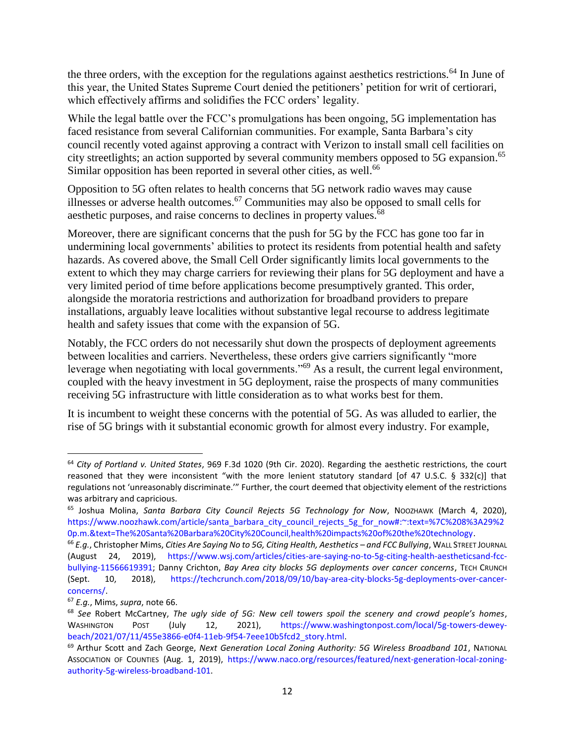the three orders, with the exception for the regulations against aesthetics restrictions.[64] In June of this year, the United States Supreme Court denied the petitioners' petition for writ of certiorari, which effectively affirms and solidifies the FCC orders' legality.

While the legal battle over the FCC's promulgations has been ongoing, 5G implementation has faced resistance from several Californian communities. For example, Santa Barbara's city council recently voted against approving a contract with Verizon to install small cell facilities on city streetlights; an action supported by several community members opposed to 5G expansion.[65] Similar opposition has been reported in several other cities, as well.[66]

Opposition to 5G often relates to health concerns that 5G network radio waves may cause illnesses or adverse health outcomes.[67] Communities may also be opposed to small cells for aesthetic purposes, and raise concerns to declines in property values.[68]

Moreover, there are significant concerns that the push for 5G by the FCC has gone too far in undermining local governments' abilities to protect its residents from potential health and safety hazards. As covered above, the Small Cell Order significantly limits local governments to the extent to which they may charge carriers for reviewing their plans for 5G deployment and have a very limited period of time before applications become presumptively granted. This order, alongside the moratoria restrictions and authorization for broadband providers to prepare installations, arguably leave localities without substantive legal recourse to address legitimate health and safety issues that come with the expansion of 5G.

Notably, the FCC orders do not necessarily shut down the prospects of deployment agreements between localities and carriers. Nevertheless, these orders give carriers significantly "more leverage when negotiating with local governments."[69] As a result, the current legal environment, coupled with the heavy investment in 5G deployment, raise the prospects of many communities receiving 5G infrastructure with little consideration as to what works best for them.

It is incumbent to weight these concerns with the potential of 5G. As was alluded to earlier, the rise of 5G brings with it substantial economic growth for almost every industry. For example,

---

[64] *City of Portland v. United States*, 969 F.3d 1020 (9th Cir. 2020). Regarding the aesthetic restrictions, the court reasoned that they were inconsistent "with the more lenient statutory standard [of 47 U.S.C. § 332(c)] that regulations not 'unreasonably discriminate.'" Further, the court deemed that objectivity element of the restrictions was arbitrary and capricious.

[65] Joshua Molina, *Santa Barbara City Council Rejects 5G Technology for Now*, NOOZHAWK (March 4, 2020), https://www.noozhawk.com/article/santa_barbara_city_council_rejects_5g_for_now#:~:text=%7C%208%3A29%20p.m.&text=The%20Santa%20Barbara%20City%20Council,health%20impacts%20of%20the%20technology.

[66] *E.g.*, Christopher Mims, *Cities Are Saying No to 5G, Citing Health, Aesthetics – and FCC Bullying*, WALL STREET JOURNAL (August 24, 2019), https://www.wsj.com/articles/cities-are-saying-no-to-5g-citing-health-aestheticsand-fcc-bullying-11566619391; Danny Crichton, *Bay Area city blocks 5G deployments over cancer concerns*, TECH CRUNCH (Sept. 10, 2018), https://techcrunch.com/2018/09/10/bay-area-city-blocks-5g-deployments-over-cancer-concerns/.

[67] *E.g.*, Mims, *supra*, note 66.

[68] *See* Robert McCartney, *The ugly side of 5G: New cell towers spoil the scenery and crowd people's homes*, WASHINGTON POST (July 12, 2021), https://www.washingtonpost.com/local/5g-towers-dewey-beach/2021/07/11/455e3866-e0f4-11eb-9f54-7eee10b5fcd2_story.html.

[69] Arthur Scott and Zach George, *Next Generation Local Zoning Authority: 5G Wireless Broadband 101*, NATIONAL ASSOCIATION OF COUNTIES (Aug. 1, 2019), https://www.naco.org/resources/featured/next-generation-local-zoning-authority-5g-wireless-broadband-101.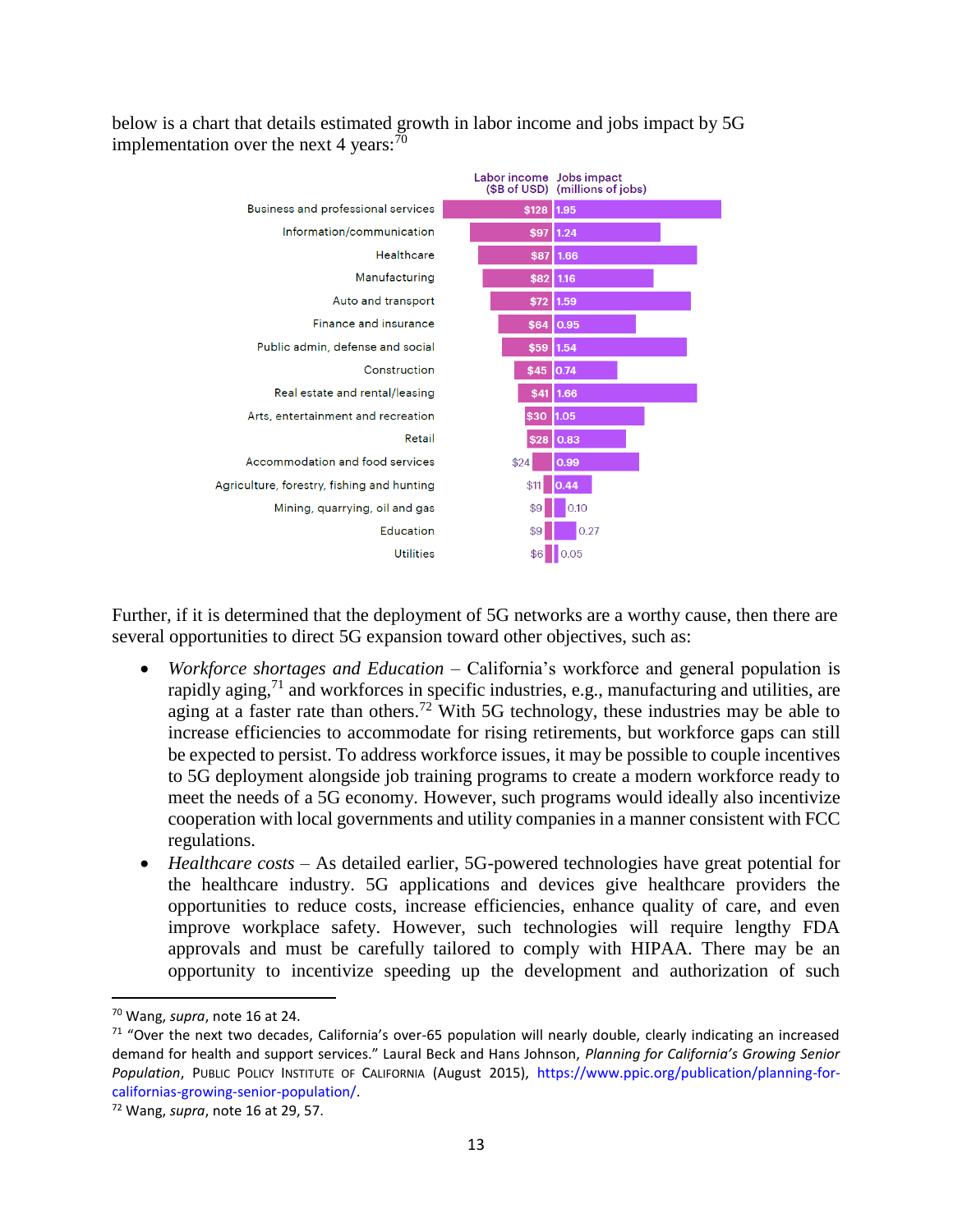below is a chart that details estimated growth in labor income and jobs impact by 5G implementation over the next 4 years:[70]

| | Labor income ($B of USD) | Jobs impact (millions of jobs) |
|---|---|---|
| Business and professional services | $128 | 1.95 |
| Information/communication | $97 | 1.24 |
| Healthcare | $87 | 1.66 |
| Manufacturing | $82 | 1.16 |
| Auto and transport | $72 | 1.59 |
| Finance and insurance | $64 | 0.95 |
| Public admin, defense and social | $59 | 1.54 |
| Construction | $45 | 0.74 |
| Real estate and rental/leasing | $41 | 1.66 |
| Arts, entertainment and recreation | $30 | 1.05 |
| Retail | $28 | 0.83 |
| Accommodation and food services | $24 | 0.99 |
| Agriculture, forestry, fishing and hunting | $11 | 0.44 |
| Mining, quarrying, oil and gas | $9 | 0.10 |
| Education | $9 | 0.27 |
| Utilities | $6 | 0.05 |

Further, if it is determined that the deployment of 5G networks are a worthy cause, then there are several opportunities to direct 5G expansion toward other objectives, such as:

- *Workforce shortages and Education* – California's workforce and general population is rapidly aging,[71] and workforces in specific industries, e.g., manufacturing and utilities, are aging at a faster rate than others.[72] With 5G technology, these industries may be able to increase efficiencies to accommodate for rising retirements, but workforce gaps can still be expected to persist. To address workforce issues, it may be possible to couple incentives to 5G deployment alongside job training programs to create a modern workforce ready to meet the needs of a 5G economy. However, such programs would ideally also incentivize cooperation with local governments and utility companies in a manner consistent with FCC regulations.
- *Healthcare costs* – As detailed earlier, 5G-powered technologies have great potential for the healthcare industry. 5G applications and devices give healthcare providers the opportunities to reduce costs, increase efficiencies, enhance quality of care, and even improve workplace safety. However, such technologies will require lengthy FDA approvals and must be carefully tailored to comply with HIPAA. There may be an opportunity to incentivize speeding up the development and authorization of such

---

[70] Wang, *supra*, note 16 at 24.

[71] "Over the next two decades, California's over-65 population will nearly double, clearly indicating an increased demand for health and support services." Laural Beck and Hans Johnson, *Planning for California's Growing Senior Population*, PUBLIC POLICY INSTITUTE OF CALIFORNIA (August 2015), https://www.ppic.org/publication/planning-for-californias-growing-senior-population/.

[72] Wang, *supra*, note 16 at 29, 57.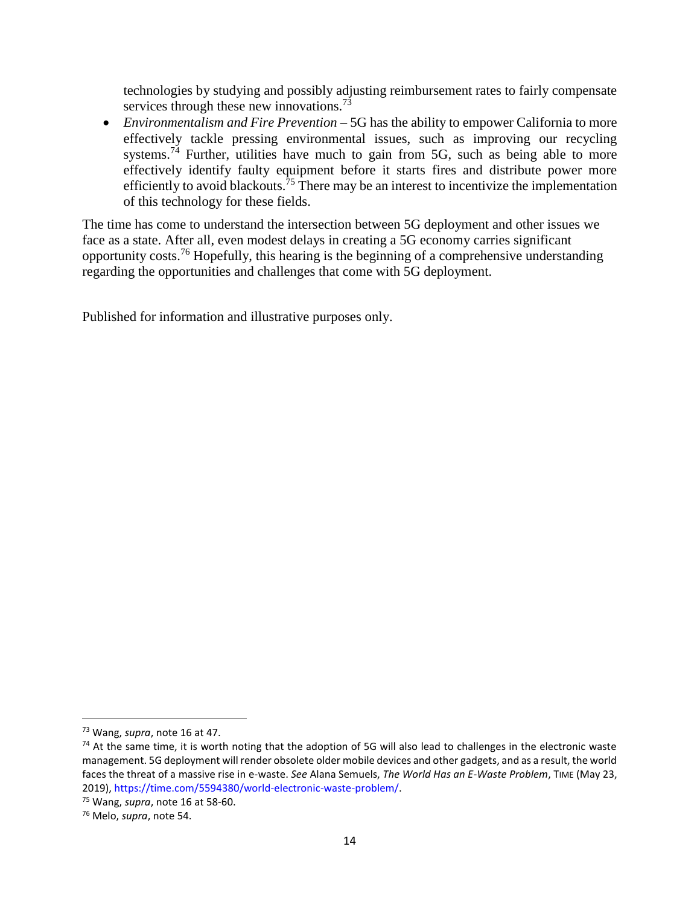technologies by studying and possibly adjusting reimbursement rates to fairly compensate services through these new innovations.[73]

- *Environmentalism and Fire Prevention* – 5G has the ability to empower California to more effectively tackle pressing environmental issues, such as improving our recycling systems.[74] Further, utilities have much to gain from 5G, such as being able to more effectively identify faulty equipment before it starts fires and distribute power more efficiently to avoid blackouts.[75] There may be an interest to incentivize the implementation of this technology for these fields.

The time has come to understand the intersection between 5G deployment and other issues we face as a state. After all, even modest delays in creating a 5G economy carries significant opportunity costs.[76] Hopefully, this hearing is the beginning of a comprehensive understanding regarding the opportunities and challenges that come with 5G deployment.

Published for information and illustrative purposes only.

---

[73] Wang, *supra*, note 16 at 47.

[74] At the same time, it is worth noting that the adoption of 5G will also lead to challenges in the electronic waste management. 5G deployment will render obsolete older mobile devices and other gadgets, and as a result, the world faces the threat of a massive rise in e-waste. *See* Alana Semuels, *The World Has an E-Waste Problem*, TIME (May 23, 2019), https://time.com/5594380/world-electronic-waste-problem/.

[75] Wang, *supra*, note 16 at 58-60.

[76] Melo, *supra*, note 54.